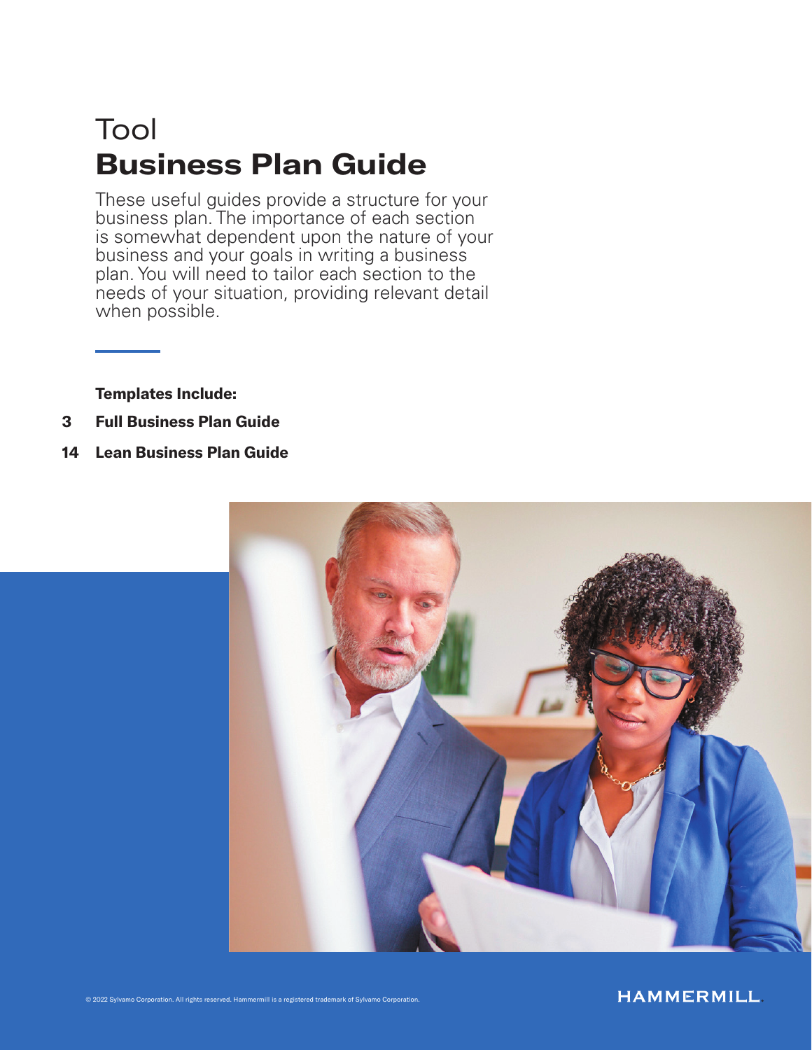Tool

# Business Plan Guide

These useful guides provide a structure for your business plan. The importance of each section is somewhat dependent upon the nature of your business and your goals in writing a business plan. You will need to tailor each section to the needs of your situation, providing relevant detail when possible.

**Templates Include:**

**3 Full Business Plan Guide**

**14 Lean Business Plan Guide**

© 2022 Sylvamo Corporation. All rights reserved. Hammermill is a registered trademark of Sylvamo Corporation.

HAMMERMILL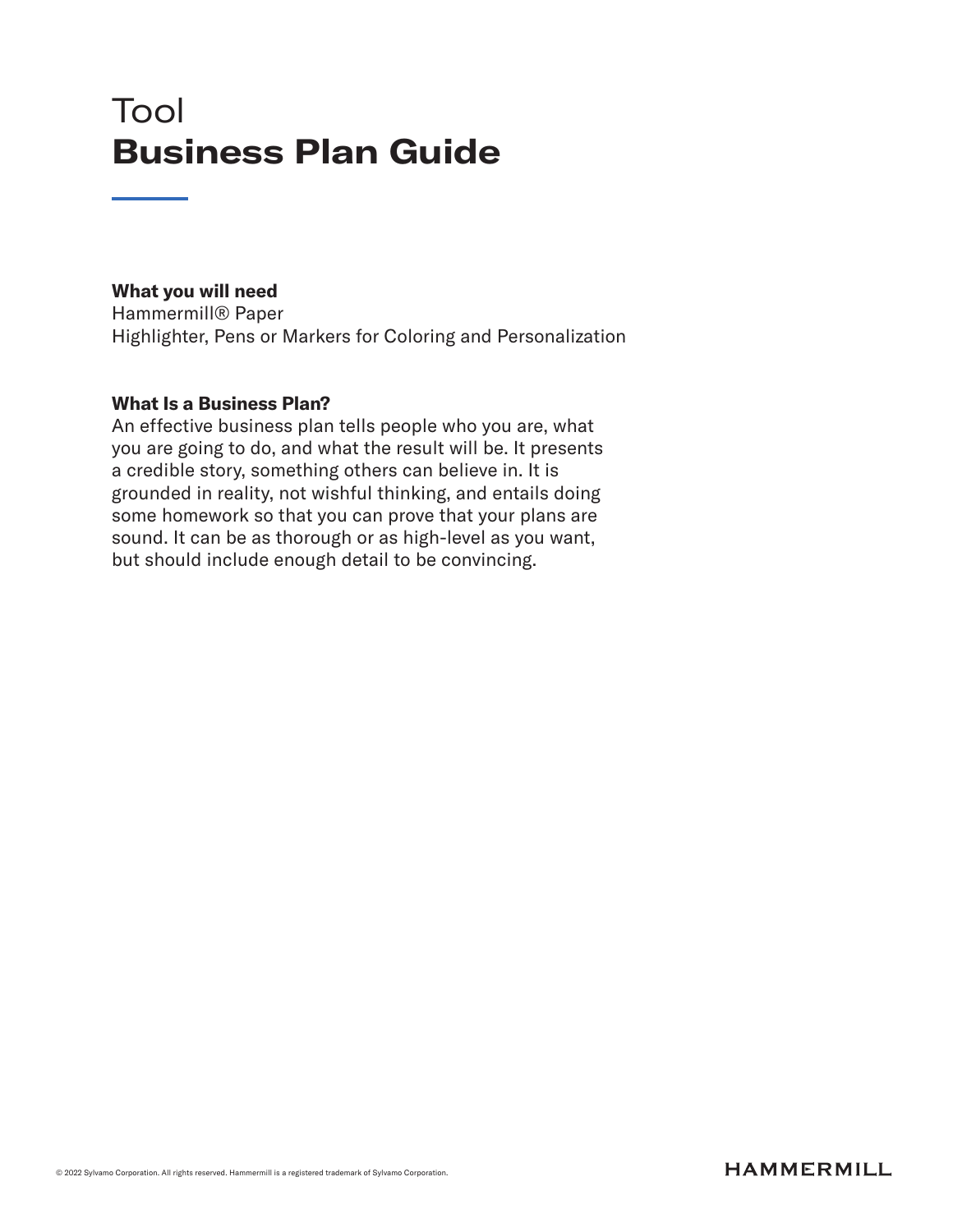# Tool
# **Business Plan Guide**

**What you will need**
Hammermill® Paper
Highlighter, Pens or Markers for Coloring and Personalization

**What Is a Business Plan?**
An effective business plan tells people who you are, what you are going to do, and what the result will be. It presents a credible story, something others can believe in. It is grounded in reality, not wishful thinking, and entails doing some homework so that you can prove that your plans are sound. It can be as thorough or as high-level as you want, but should include enough detail to be convincing.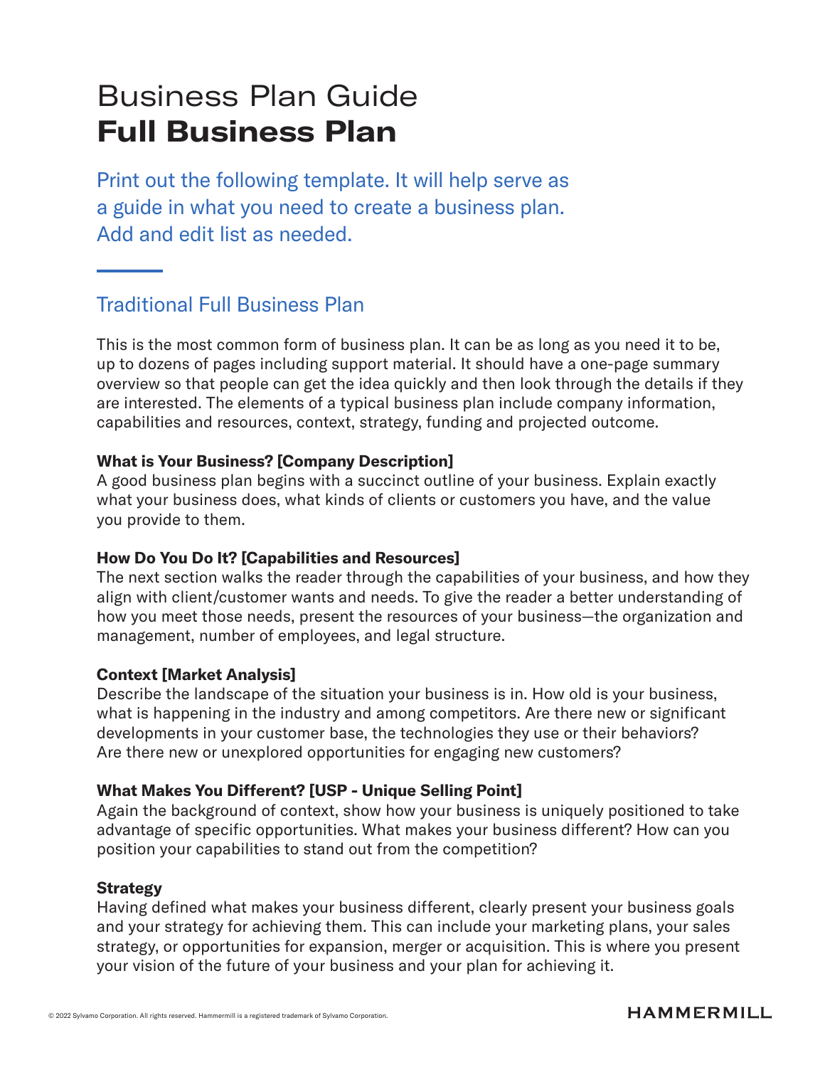# Business Plan Guide
# **Full Business Plan**

Print out the following template. It will help serve as a guide in what you need to create a business plan. Add and edit list as needed.

## Traditional Full Business Plan

This is the most common form of business plan. It can be as long as you need it to be, up to dozens of pages including support material. It should have a one-page summary overview so that people can get the idea quickly and then look through the details if they are interested. The elements of a typical business plan include company information, capabilities and resources, context, strategy, funding and projected outcome.

**What is Your Business? [Company Description]**
A good business plan begins with a succinct outline of your business. Explain exactly what your business does, what kinds of clients or customers you have, and the value you provide to them.

**How Do You Do It? [Capabilities and Resources]**
The next section walks the reader through the capabilities of your business, and how they align with client/customer wants and needs. To give the reader a better understanding of how you meet those needs, present the resources of your business—the organization and management, number of employees, and legal structure.

**Context [Market Analysis]**
Describe the landscape of the situation your business is in. How old is your business, what is happening in the industry and among competitors. Are there new or significant developments in your customer base, the technologies they use or their behaviors? Are there new or unexplored opportunities for engaging new customers?

**What Makes You Different? [USP - Unique Selling Point]**
Again the background of context, show how your business is uniquely positioned to take advantage of specific opportunities. What makes your business different? How can you position your capabilities to stand out from the competition?

**Strategy**
Having defined what makes your business different, clearly present your business goals and your strategy for achieving them. This can include your marketing plans, your sales strategy, or opportunities for expansion, merger or acquisition. This is where you present your vision of the future of your business and your plan for achieving it.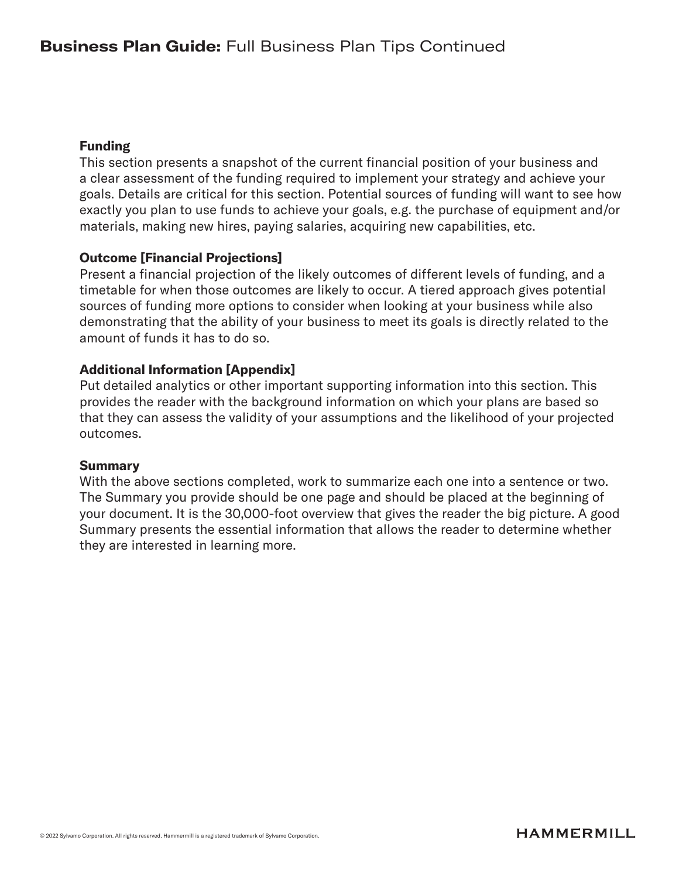# **Business Plan Guide:** Full Business Plan Tips Continued

### Funding

This section presents a snapshot of the current financial position of your business and a clear assessment of the funding required to implement your strategy and achieve your goals. Details are critical for this section. Potential sources of funding will want to see how exactly you plan to use funds to achieve your goals, e.g. the purchase of equipment and/or materials, making new hires, paying salaries, acquiring new capabilities, etc.

### Outcome [Financial Projections]

Present a financial projection of the likely outcomes of different levels of funding, and a timetable for when those outcomes are likely to occur. A tiered approach gives potential sources of funding more options to consider when looking at your business while also demonstrating that the ability of your business to meet its goals is directly related to the amount of funds it has to do so.

### Additional Information [Appendix]

Put detailed analytics or other important supporting information into this section. This provides the reader with the background information on which your plans are based so that they can assess the validity of your assumptions and the likelihood of your projected outcomes.

### Summary

With the above sections completed, work to summarize each one into a sentence or two. The Summary you provide should be one page and should be placed at the beginning of your document. It is the 30,000-foot overview that gives the reader the big picture. A good Summary presents the essential information that allows the reader to determine whether they are interested in learning more.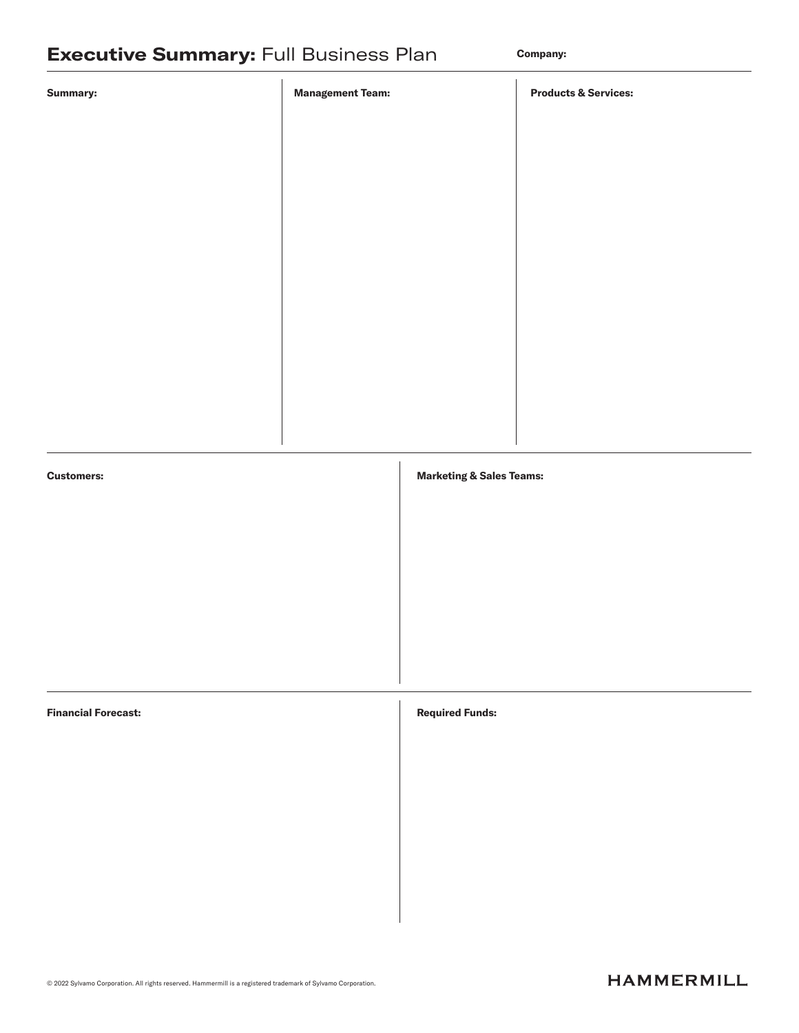# **Executive Summary:** Full Business Plan

**Company:**

**Summary:**

**Management Team:**

**Products & Services:**

**Customers:**

**Marketing & Sales Teams:**

**Financial Forecast:**

**Required Funds:**

© 2022 Sylvamo Corporation. All rights reserved. Hammermill is a registered trademark of Sylvamo Corporation.

HAMMERMILL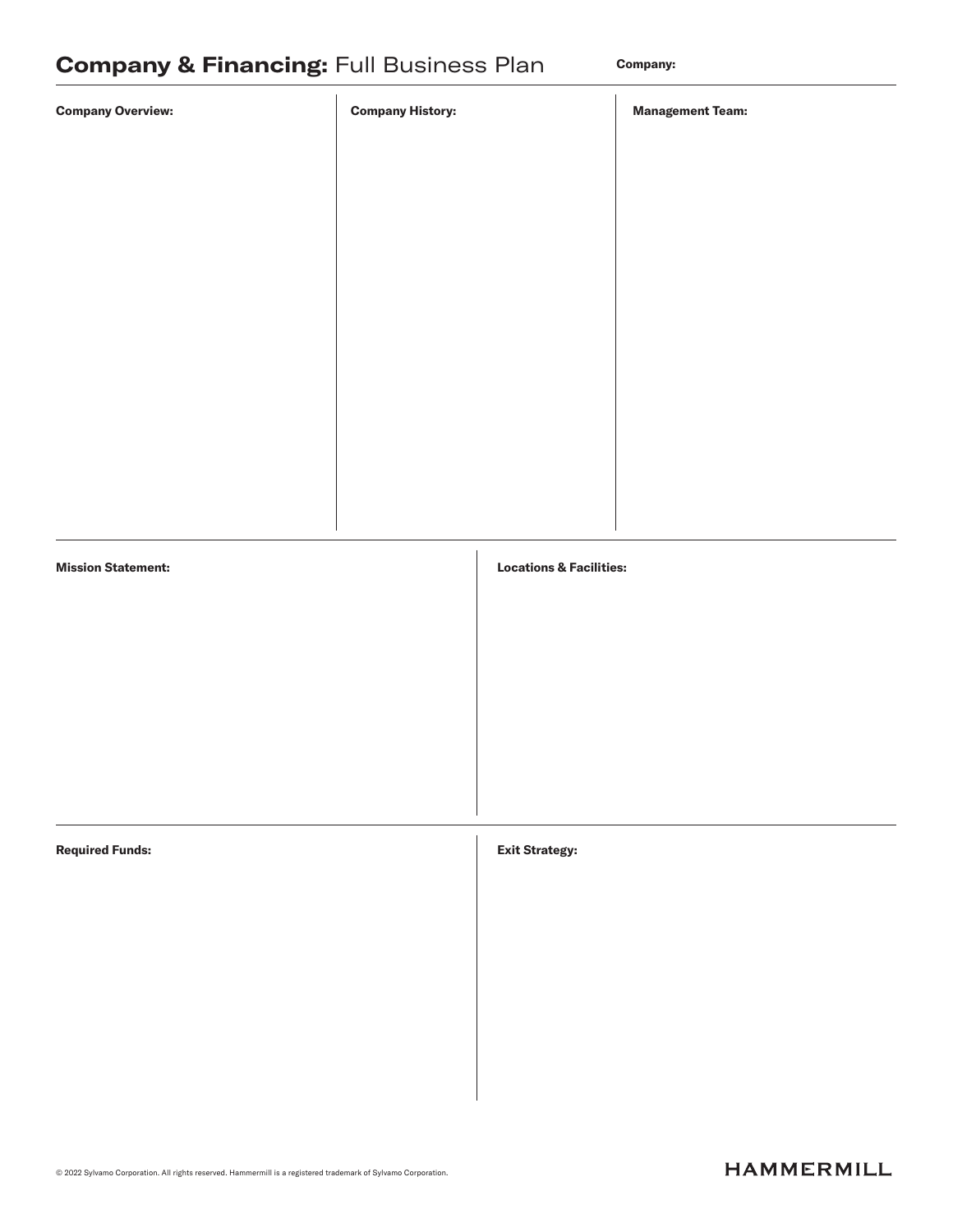# **Company & Financing:** Full Business Plan

**Company:**

**Company Overview:**

**Company History:**

**Management Team:**

**Mission Statement:**

**Locations & Facilities:**

**Required Funds:**

**Exit Strategy:**

© 2022 Sylvamo Corporation. All rights reserved. Hammermill is a registered trademark of Sylvamo Corporation.

HAMMERMILL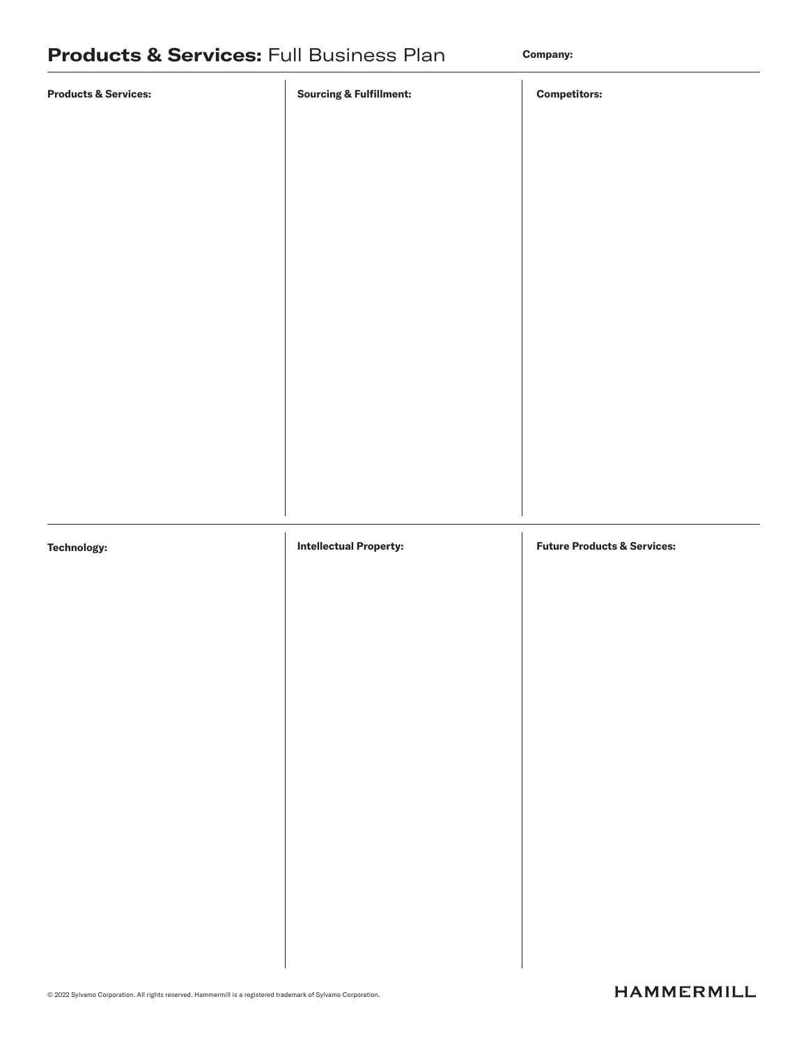# **Products & Services:** Full Business Plan

**Company:**

**Products & Services:**

**Sourcing & Fulfillment:**

**Competitors:**

**Technology:**

**Intellectual Property:**

**Future Products & Services:**

© 2022 Sylvamo Corporation. All rights reserved. Hammermill is a registered trademark of Sylvamo Corporation.

HAMMERMILL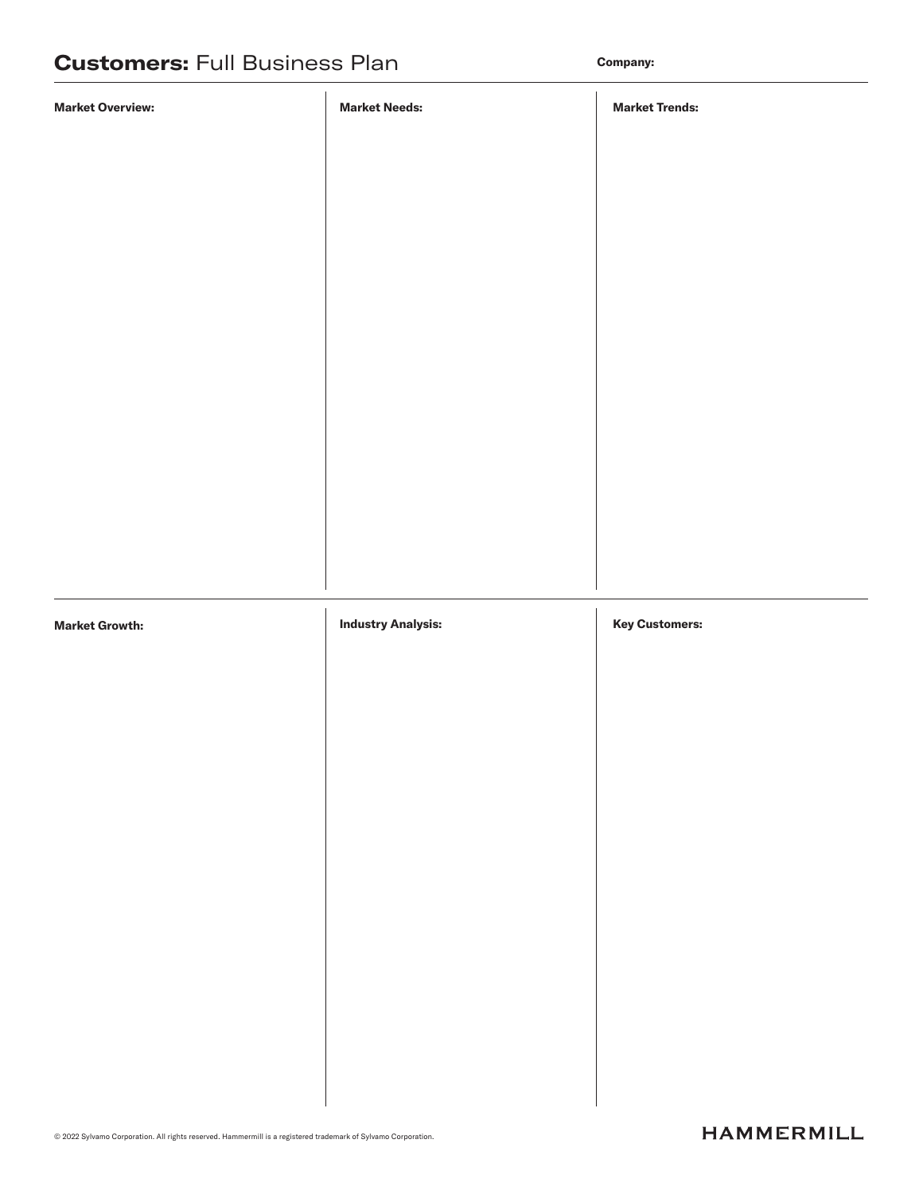# **Customers:** Full Business Plan

**Company:**

**Market Overview:**

**Market Needs:**

**Market Trends:**

**Market Growth:**

**Industry Analysis:**

**Key Customers:**

© 2022 Sylvamo Corporation. All rights reserved. Hammermill is a registered trademark of Sylvamo Corporation.

HAMMERMILL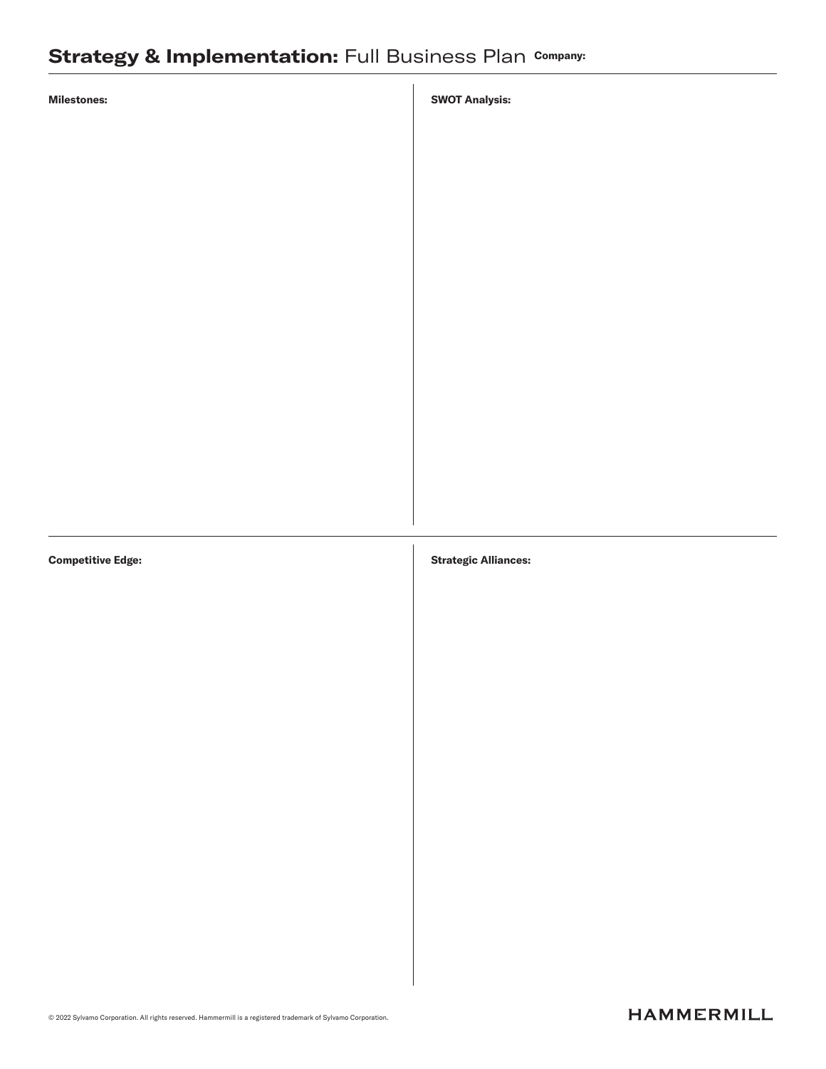# **Strategy & Implementation:** Full Business Plan **Company:**

**Milestones:**

**SWOT Analysis:**

**Competitive Edge:**

**Strategic Alliances:**

© 2022 Sylvamo Corporation. All rights reserved. Hammermill is a registered trademark of Sylvamo Corporation.

HAMMERMILL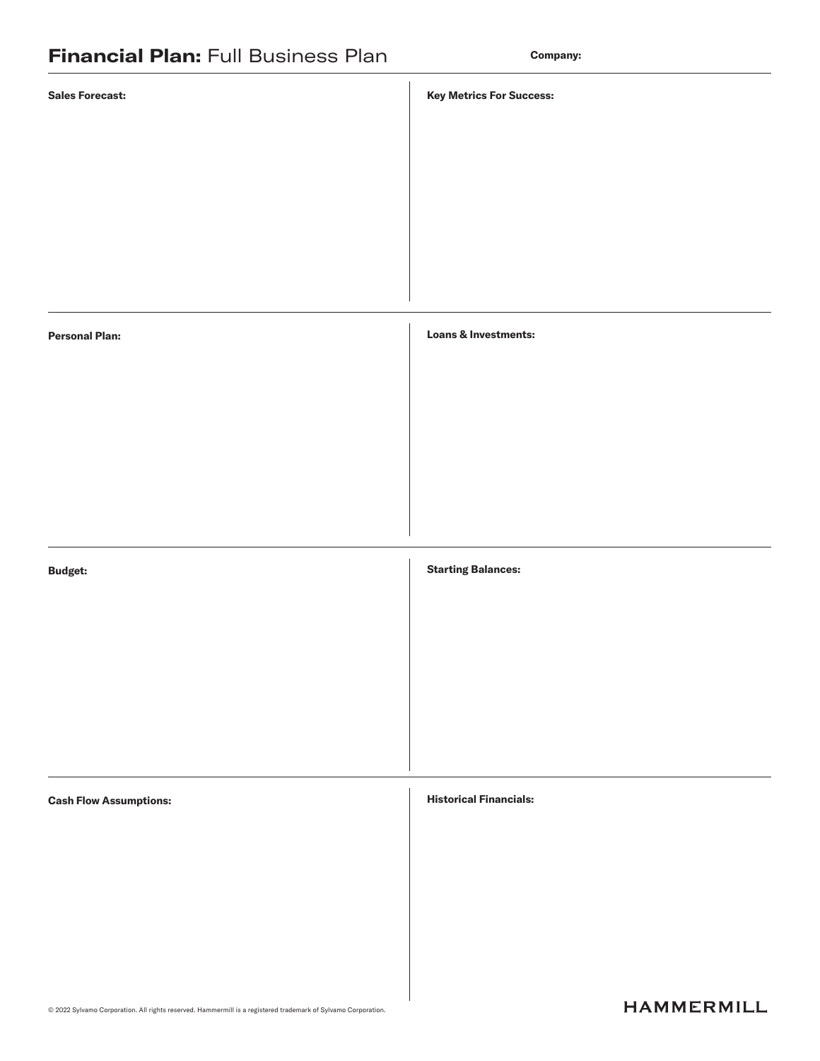# **Financial Plan:** Full Business Plan

**Company:**

**Sales Forecast:**

**Key Metrics For Success:**

**Personal Plan:**

**Loans & Investments:**

**Budget:**

**Starting Balances:**

**Cash Flow Assumptions:**

**Historical Financials:**

© 2022 Sylvamo Corporation. All rights reserved. Hammermill is a registered trademark of Sylvamo Corporation.

HAMMERMILL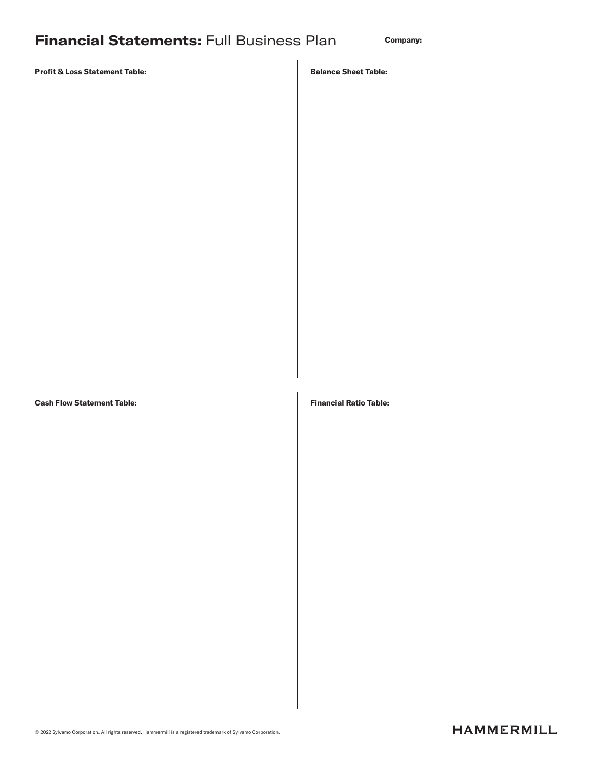# Financial Statements: Full Business Plan

**Company:**

**Profit & Loss Statement Table:**

**Balance Sheet Table:**

**Cash Flow Statement Table:**

**Financial Ratio Table:**

© 2022 Sylvamo Corporation. All rights reserved. Hammermill is a registered trademark of Sylvamo Corporation.

HAMMERMILL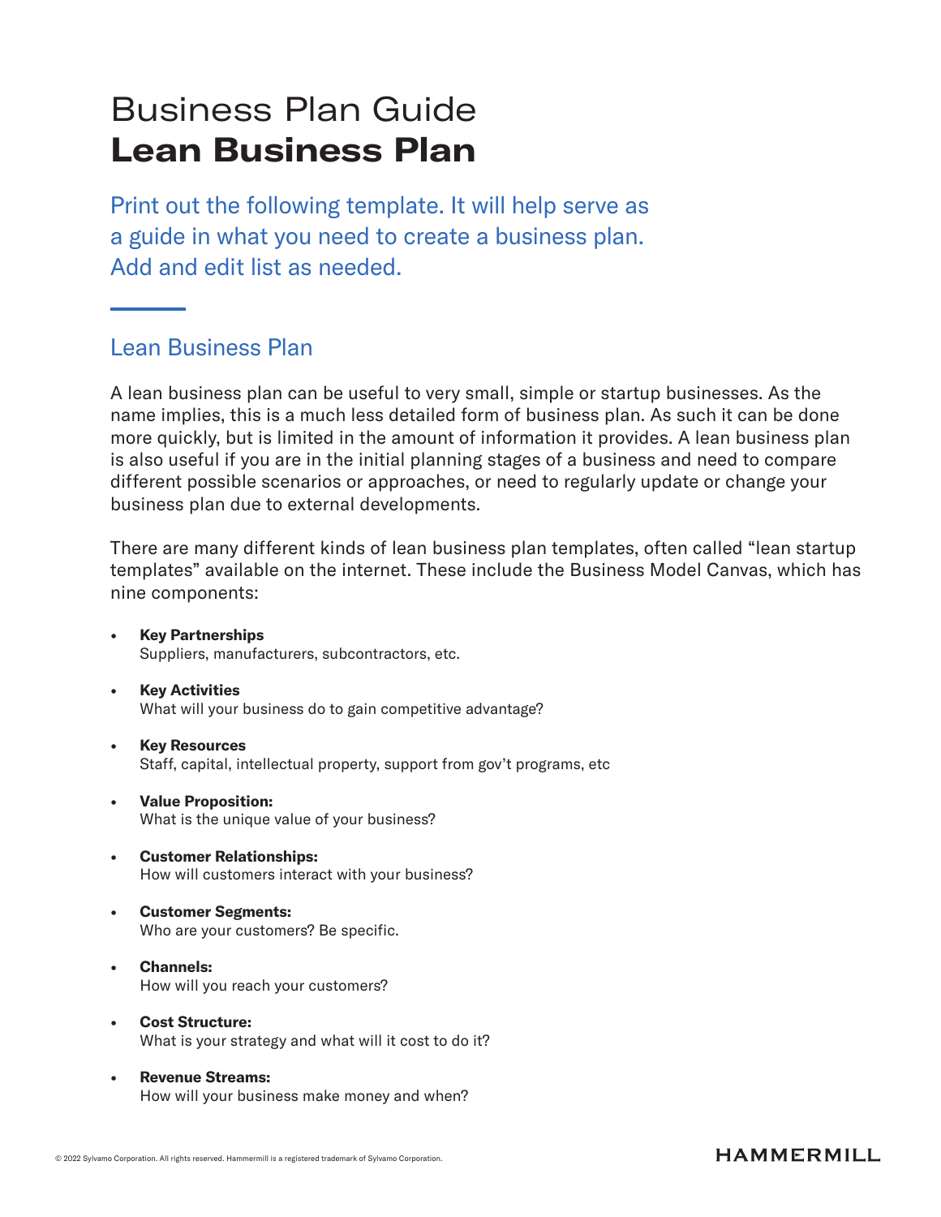# Business Plan Guide
# **Lean Business Plan**

Print out the following template. It will help serve as a guide in what you need to create a business plan. Add and edit list as needed.

## Lean Business Plan

A lean business plan can be useful to very small, simple or startup businesses. As the name implies, this is a much less detailed form of business plan. As such it can be done more quickly, but is limited in the amount of information it provides. A lean business plan is also useful if you are in the initial planning stages of a business and need to compare different possible scenarios or approaches, or need to regularly update or change your business plan due to external developments.

There are many different kinds of lean business plan templates, often called "lean startup templates" available on the internet. These include the Business Model Canvas, which has nine components:

- **Key Partnerships**
  Suppliers, manufacturers, subcontractors, etc.
- **Key Activities**
  What will your business do to gain competitive advantage?
- **Key Resources**
  Staff, capital, intellectual property, support from gov't programs, etc
- **Value Proposition:**
  What is the unique value of your business?
- **Customer Relationships:**
  How will customers interact with your business?
- **Customer Segments:**
  Who are your customers? Be specific.
- **Channels:**
  How will you reach your customers?
- **Cost Structure:**
  What is your strategy and what will it cost to do it?
- **Revenue Streams:**
  How will your business make money and when?

© 2022 Sylvamo Corporation. All rights reserved. Hammermill is a registered trademark of Sylvamo Corporation.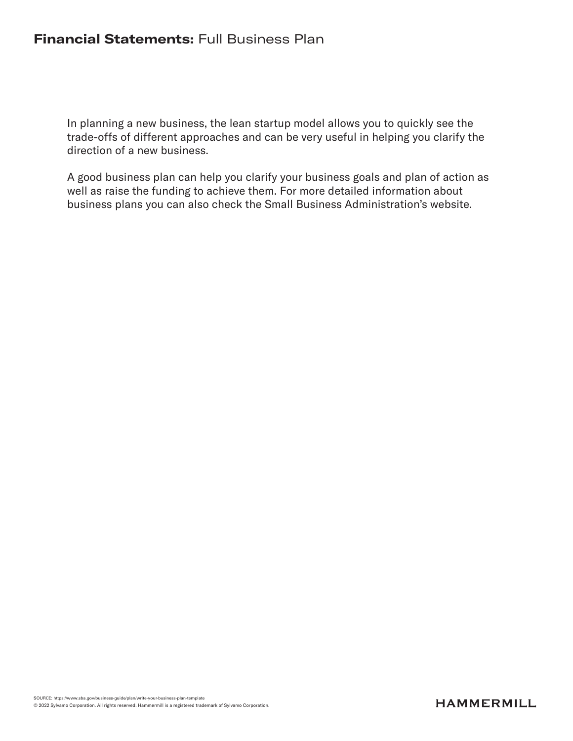# **Financial Statements:** Full Business Plan

In planning a new business, the lean startup model allows you to quickly see the trade-offs of different approaches and can be very useful in helping you clarify the direction of a new business.

A good business plan can help you clarify your business goals and plan of action as well as raise the funding to achieve them. For more detailed information about business plans you can also check the Small Business Administration's website.

SOURCE: https://www.sba.gov/business-guide/plan/write-your-business-plan-template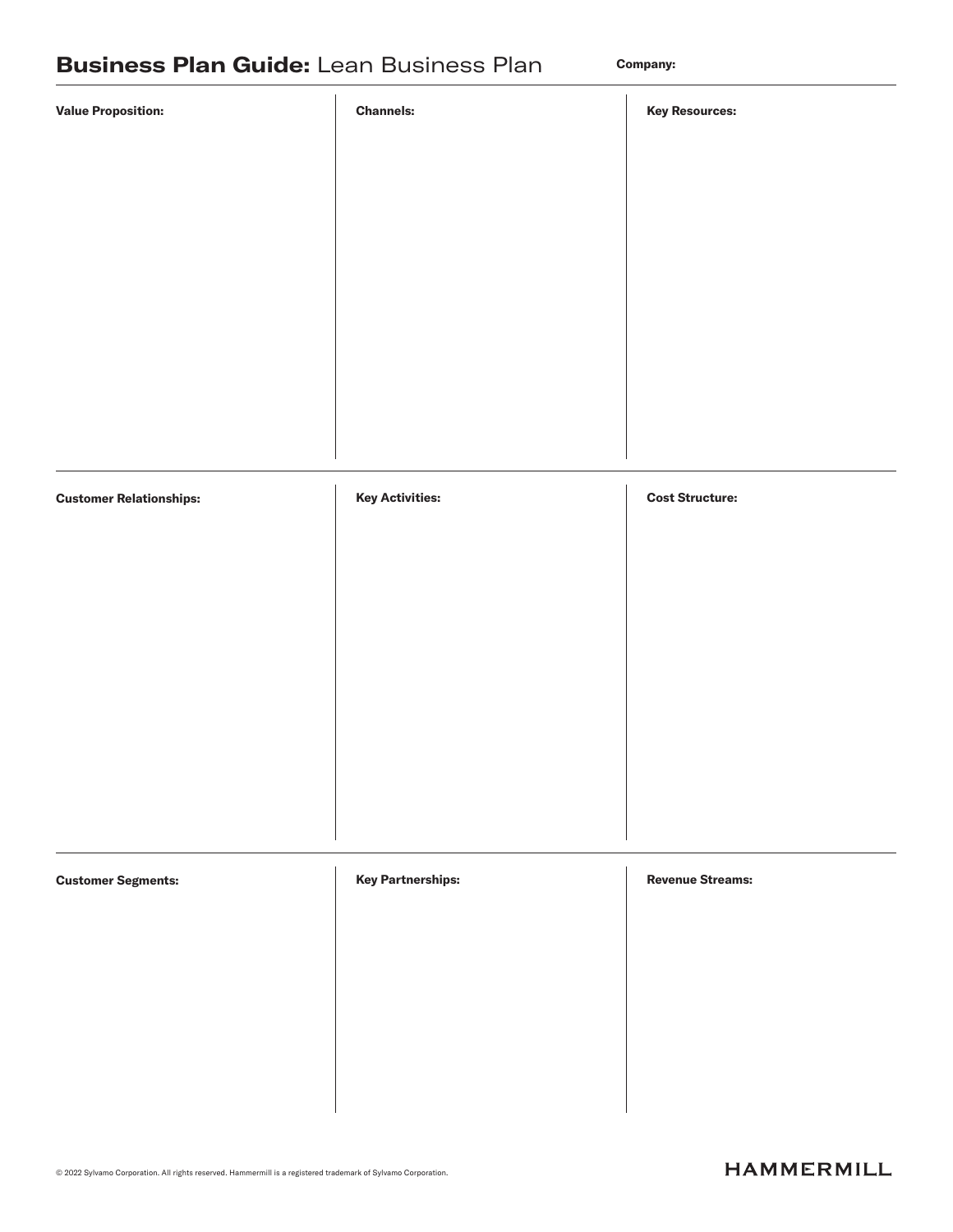# **Business Plan Guide:** Lean Business Plan

**Company:**

**Value Proposition:**

**Channels:**

**Key Resources:**

**Customer Relationships:**

**Key Activities:**

**Cost Structure:**

**Customer Segments:**

**Key Partnerships:**

**Revenue Streams:**

© 2022 Sylvamo Corporation. All rights reserved. Hammermill is a registered trademark of Sylvamo Corporation.

HAMMERMILL